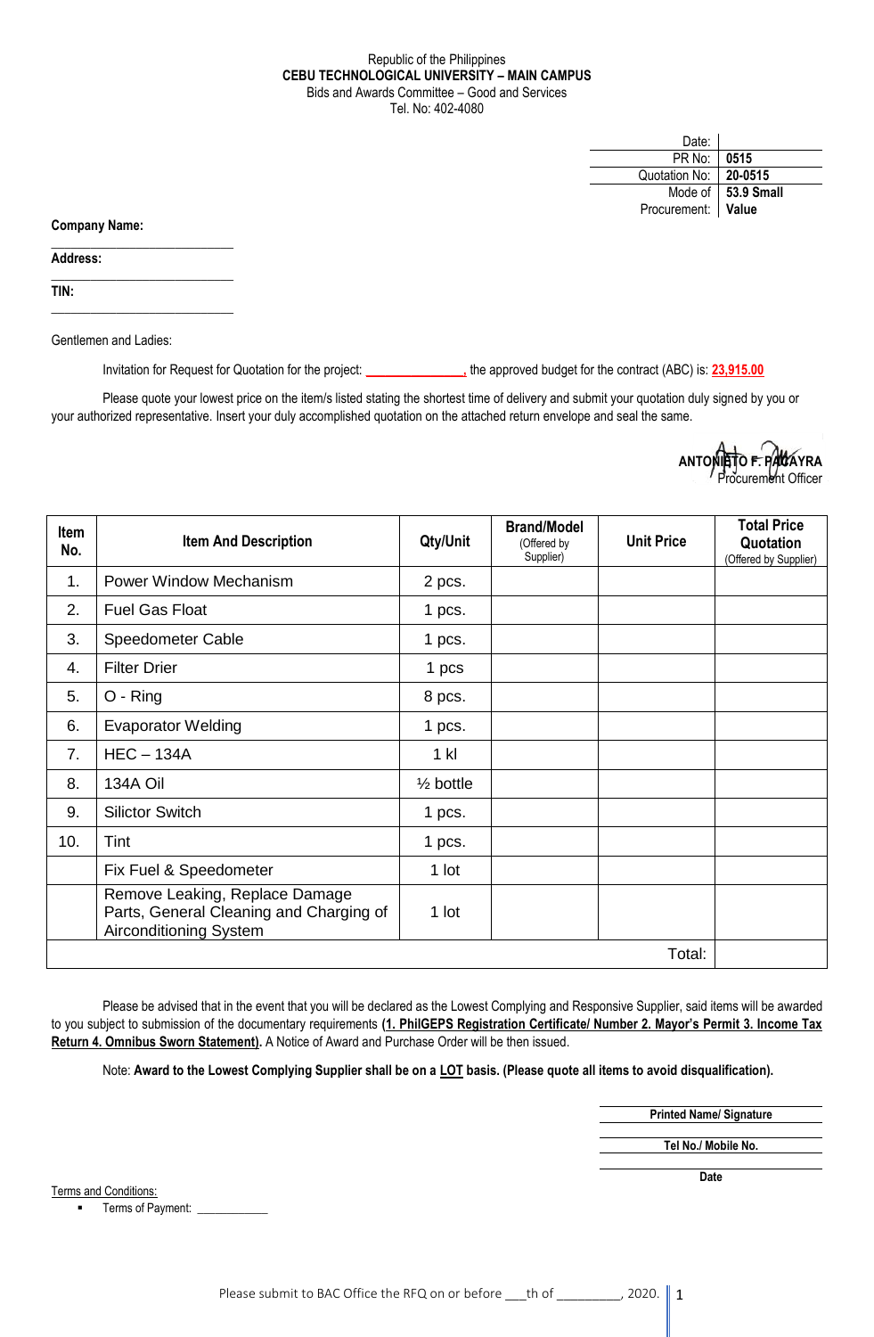Republic of the Philippines
**CEBU TECHNOLOGICAL UNIVERSITY – MAIN CAMPUS**
Bids and Awards Committee – Good and Services
Tel. No: 402-4080

| | |
|---|---|
| Date: | |
| PR No: | **0515** |
| Quotation No: | **20-0515** |
| Mode of Procurement: | **53.9 Small Value** |

**Company Name:**
___________________________

**Address:**
___________________________

**TIN:**
___________________________

Gentlemen and Ladies:

Invitation for Request for Quotation for the project: ______________, the approved budget for the contract (ABC) is: **23,915.00**

Please quote your lowest price on the item/s listed stating the shortest time of delivery and submit your quotation duly signed by you or your authorized representative. Insert your duly accomplished quotation on the attached return envelope and seal the same.

**ANTONIETO F. PAGAYRA**
Procurement Officer

| Item No. | Item And Description | Qty/Unit | Brand/Model (Offered by Supplier) | Unit Price | Total Price Quotation (Offered by Supplier) |
|---|---|---|---|---|---|
| 1. | Power Window Mechanism | 2 pcs. | | | |
| 2. | Fuel Gas Float | 1 pcs. | | | |
| 3. | Speedometer Cable | 1 pcs. | | | |
| 4. | Filter Drier | 1 pcs | | | |
| 5. | O - Ring | 8 pcs. | | | |
| 6. | Evaporator Welding | 1 pcs. | | | |
| 7. | HEC – 134A | 1 kl | | | |
| 8. | 134A Oil | ½ bottle | | | |
| 9. | Silictor Switch | 1 pcs. | | | |
| 10. | Tint | 1 pcs. | | | |
| | Fix Fuel & Speedometer | 1 lot | | | |
| | Remove Leaking, Replace Damage Parts, General Cleaning and Charging of Airconditioning System | 1 lot | | | |
| | | | | Total: | |

Please be advised that in the event that you will be declared as the Lowest Complying and Responsive Supplier, said items will be awarded to you subject to submission of the documentary requirements **(1. PhilGEPS Registration Certificate/ Number 2. Mayor's Permit 3. Income Tax Return 4. Omnibus Sworn Statement).** A Notice of Award and Purchase Order will be then issued.

Note: **Award to the Lowest Complying Supplier shall be on a LOT basis. (Please quote all items to avoid disqualification).**

___________________________
**Printed Name/ Signature**

___________________________
**Tel No./ Mobile No.**

___________________________
**Date**

Terms and Conditions:

- Terms of Payment: ___________

Please submit to BAC Office the RFQ on or before ___th of _________, 2020.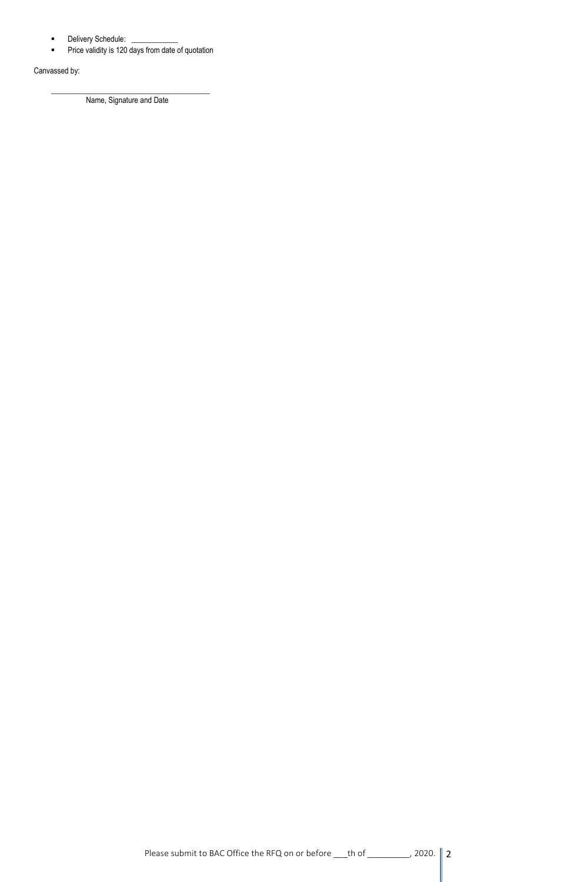- Delivery Schedule: ____________
- Price validity is 120 days from date of quotation

Canvassed by:

________________________________________

Name, Signature and Date